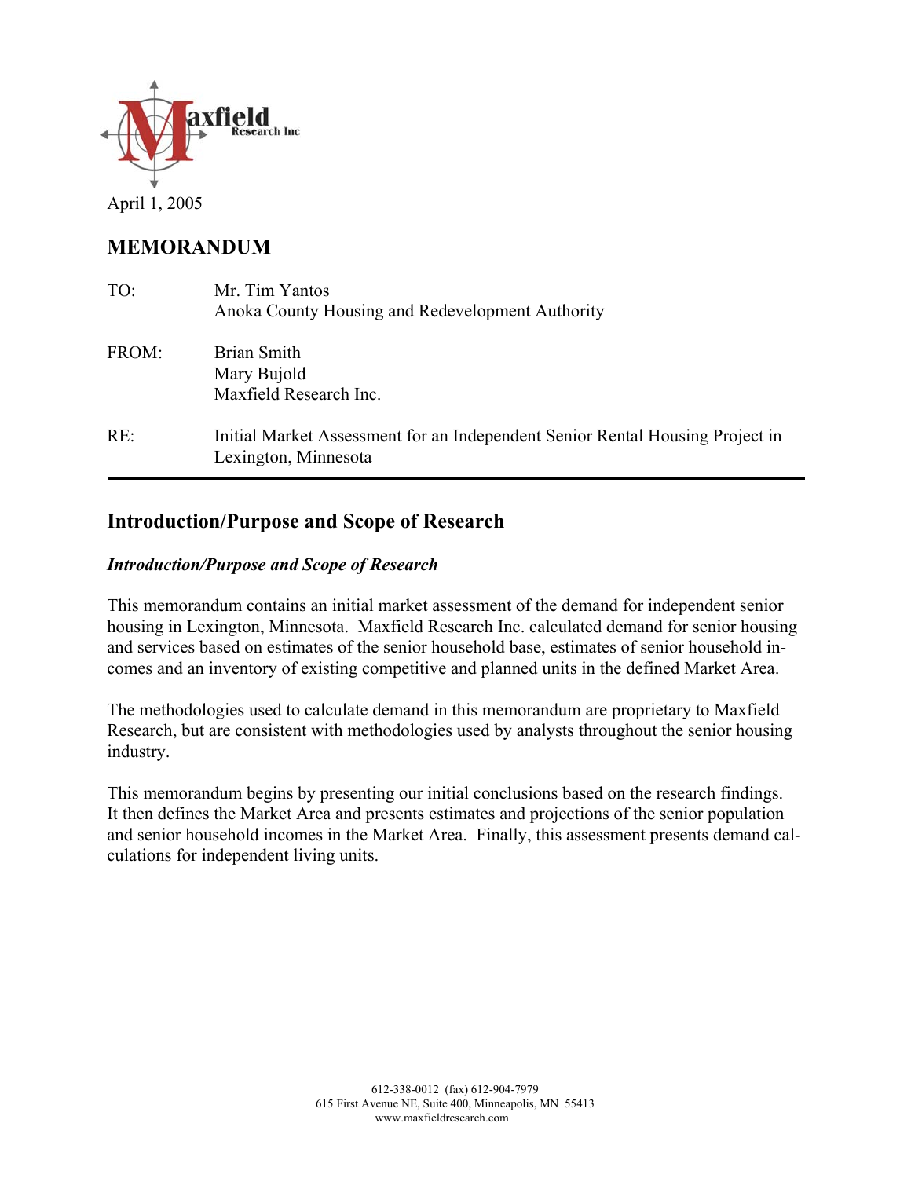April 1, 2005

# MEMORANDUM

TO: Mr. Tim Yantos
Anoka County Housing and Redevelopment Authority

FROM: Brian Smith
Mary Bujold
Maxfield Research Inc.

RE: Initial Market Assessment for an Independent Senior Rental Housing Project in Lexington, Minnesota

---

## Introduction/Purpose and Scope of Research

### *Introduction/Purpose and Scope of Research*

This memorandum contains an initial market assessment of the demand for independent senior housing in Lexington, Minnesota. Maxfield Research Inc. calculated demand for senior housing and services based on estimates of the senior household base, estimates of senior household incomes and an inventory of existing competitive and planned units in the defined Market Area.

The methodologies used to calculate demand in this memorandum are proprietary to Maxfield Research, but are consistent with methodologies used by analysts throughout the senior housing industry.

This memorandum begins by presenting our initial conclusions based on the research findings. It then defines the Market Area and presents estimates and projections of the senior population and senior household incomes in the Market Area. Finally, this assessment presents demand calculations for independent living units.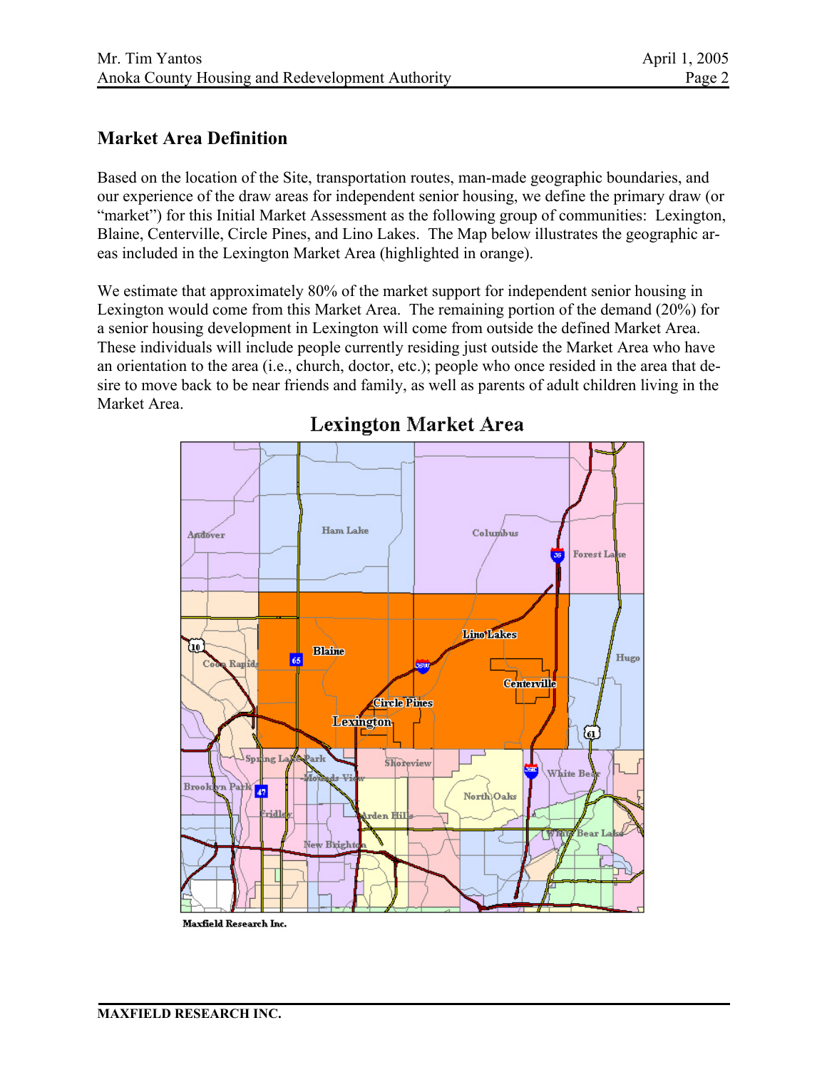## Market Area Definition

Based on the location of the Site, transportation routes, man-made geographic boundaries, and our experience of the draw areas for independent senior housing, we define the primary draw (or "market") for this Initial Market Assessment as the following group of communities: Lexington, Blaine, Centerville, Circle Pines, and Lino Lakes. The Map below illustrates the geographic areas included in the Lexington Market Area (highlighted in orange).

We estimate that approximately 80% of the market support for independent senior housing in Lexington would come from this Market Area. The remaining portion of the demand (20%) for a senior housing development in Lexington will come from outside the defined Market Area. These individuals will include people currently residing just outside the Market Area who have an orientation to the area (i.e., church, doctor, etc.); people who once resided in the area that desire to move back to be near friends and family, as well as parents of adult children living in the Market Area.

**Lexington Market Area**

Maxfield Research Inc.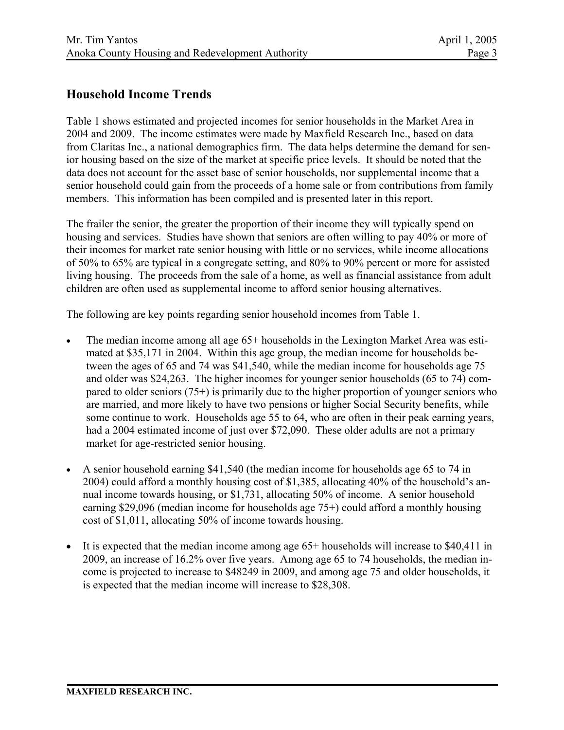## Household Income Trends

Table 1 shows estimated and projected incomes for senior households in the Market Area in 2004 and 2009. The income estimates were made by Maxfield Research Inc., based on data from Claritas Inc., a national demographics firm. The data helps determine the demand for senior housing based on the size of the market at specific price levels. It should be noted that the data does not account for the asset base of senior households, nor supplemental income that a senior household could gain from the proceeds of a home sale or from contributions from family members. This information has been compiled and is presented later in this report.

The frailer the senior, the greater the proportion of their income they will typically spend on housing and services. Studies have shown that seniors are often willing to pay 40% or more of their incomes for market rate senior housing with little or no services, while income allocations of 50% to 65% are typical in a congregate setting, and 80% to 90% percent or more for assisted living housing. The proceeds from the sale of a home, as well as financial assistance from adult children are often used as supplemental income to afford senior housing alternatives.

The following are key points regarding senior household incomes from Table 1.

- The median income among all age 65+ households in the Lexington Market Area was estimated at $35,171 in 2004. Within this age group, the median income for households between the ages of 65 and 74 was $41,540, while the median income for households age 75 and older was $24,263. The higher incomes for younger senior households (65 to 74) compared to older seniors (75+) is primarily due to the higher proportion of younger seniors who are married, and more likely to have two pensions or higher Social Security benefits, while some continue to work. Households age 55 to 64, who are often in their peak earning years, had a 2004 estimated income of just over $72,090. These older adults are not a primary market for age-restricted senior housing.

- A senior household earning $41,540 (the median income for households age 65 to 74 in 2004) could afford a monthly housing cost of $1,385, allocating 40% of the household's annual income towards housing, or $1,731, allocating 50% of income. A senior household earning $29,096 (median income for households age 75+) could afford a monthly housing cost of $1,011, allocating 50% of income towards housing.

- It is expected that the median income among age 65+ households will increase to $40,411 in 2009, an increase of 16.2% over five years. Among age 65 to 74 households, the median income is projected to increase to $48249 in 2009, and among age 75 and older households, it is expected that the median income will increase to $28,308.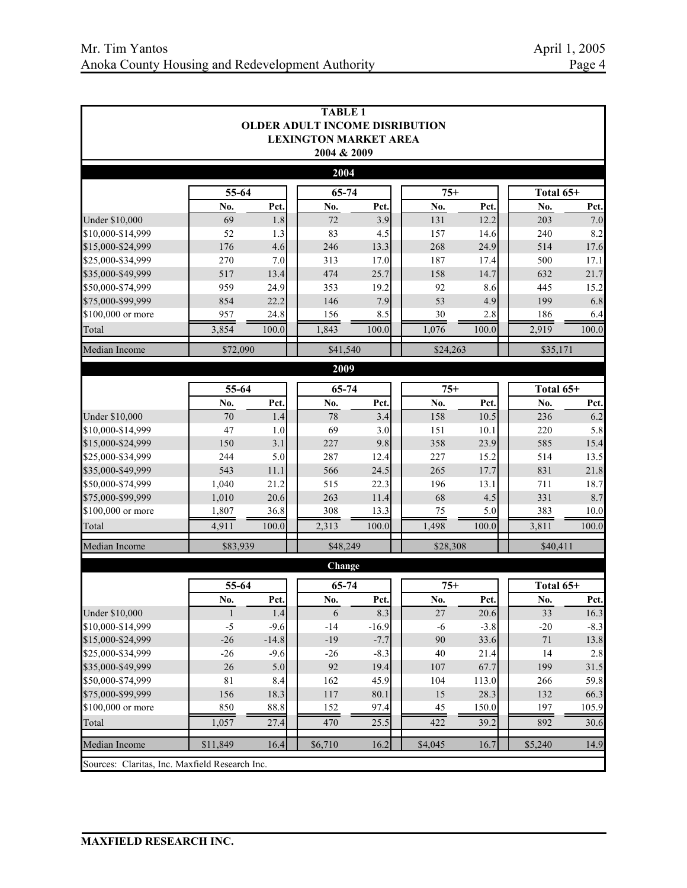| TABLE 1 | | | | | | | | |
|---|---|---|---|---|---|---|---|---|
| OLDER ADULT INCOME DISRIBUTION | | | | | | | | |
| LEXINGTON MARKET AREA | | | | | | | | |
| 2004 & 2009 | | | | | | | | |
| **2004** | | | | | | | | |
| | 55-64 | | 65-74 | | 75+ | | Total 65+ | |
| | No. | Pct. | No. | Pct. | No. | Pct. | No. | Pct. |
| Under $10,000 | 69 | 1.8 | 72 | 3.9 | 131 | 12.2 | 203 | 7.0 |
| $10,000-$14,999 | 52 | 1.3 | 83 | 4.5 | 157 | 14.6 | 240 | 8.2 |
| $15,000-$24,999 | 176 | 4.6 | 246 | 13.3 | 268 | 24.9 | 514 | 17.6 |
| $25,000-$34,999 | 270 | 7.0 | 313 | 17.0 | 187 | 17.4 | 500 | 17.1 |
| $35,000-$49,999 | 517 | 13.4 | 474 | 25.7 | 158 | 14.7 | 632 | 21.7 |
| $50,000-$74,999 | 959 | 24.9 | 353 | 19.2 | 92 | 8.6 | 445 | 15.2 |
| $75,000-$99,999 | 854 | 22.2 | 146 | 7.9 | 53 | 4.9 | 199 | 6.8 |
| $100,000 or more | 957 | 24.8 | 156 | 8.5 | 30 | 2.8 | 186 | 6.4 |
| Total | 3,854 | 100.0 | 1,843 | 100.0 | 1,076 | 100.0 | 2,919 | 100.0 |
| Median Income | $72,090 | | $41,540 | | $24,263 | | $35,171 | |
| **2009** | | | | | | | | |
| | 55-64 | | 65-74 | | 75+ | | Total 65+ | |
| | No. | Pct. | No. | Pct. | No. | Pct. | No. | Pct. |
| Under $10,000 | 70 | 1.4 | 78 | 3.4 | 158 | 10.5 | 236 | 6.2 |
| $10,000-$14,999 | 47 | 1.0 | 69 | 3.0 | 151 | 10.1 | 220 | 5.8 |
| $15,000-$24,999 | 150 | 3.1 | 227 | 9.8 | 358 | 23.9 | 585 | 15.4 |
| $25,000-$34,999 | 244 | 5.0 | 287 | 12.4 | 227 | 15.2 | 514 | 13.5 |
| $35,000-$49,999 | 543 | 11.1 | 566 | 24.5 | 265 | 17.7 | 831 | 21.8 |
| $50,000-$74,999 | 1,040 | 21.2 | 515 | 22.3 | 196 | 13.1 | 711 | 18.7 |
| $75,000-$99,999 | 1,010 | 20.6 | 263 | 11.4 | 68 | 4.5 | 331 | 8.7 |
| $100,000 or more | 1,807 | 36.8 | 308 | 13.3 | 75 | 5.0 | 383 | 10.0 |
| Total | 4,911 | 100.0 | 2,313 | 100.0 | 1,498 | 100.0 | 3,811 | 100.0 |
| Median Income | $83,939 | | $48,249 | | $28,308 | | $40,411 | |
| **Change** | | | | | | | | |
| | 55-64 | | 65-74 | | 75+ | | Total 65+ | |
| | No. | Pct. | No. | Pct. | No. | Pct. | No. | Pct. |
| Under $10,000 | 1 | 1.4 | 6 | 8.3 | 27 | 20.6 | 33 | 16.3 |
| $10,000-$14,999 | -5 | -9.6 | -14 | -16.9 | -6 | -3.8 | -20 | -8.3 |
| $15,000-$24,999 | -26 | -14.8 | -19 | -7.7 | 90 | 33.6 | 71 | 13.8 |
| $25,000-$34,999 | -26 | -9.6 | -26 | -8.3 | 40 | 21.4 | 14 | 2.8 |
| $35,000-$49,999 | 26 | 5.0 | 92 | 19.4 | 107 | 67.7 | 199 | 31.5 |
| $50,000-$74,999 | 81 | 8.4 | 162 | 45.9 | 104 | 113.0 | 266 | 59.8 |
| $75,000-$99,999 | 156 | 18.3 | 117 | 80.1 | 15 | 28.3 | 132 | 66.3 |
| $100,000 or more | 850 | 88.8 | 152 | 97.4 | 45 | 150.0 | 197 | 105.9 |
| Total | 1,057 | 27.4 | 470 | 25.5 | 422 | 39.2 | 892 | 30.6 |
| Median Income | $11,849 | 16.4 | $6,710 | 16.2 | $4,045 | 16.7 | $5,240 | 14.9 |

Sources: Claritas, Inc. Maxfield Research Inc.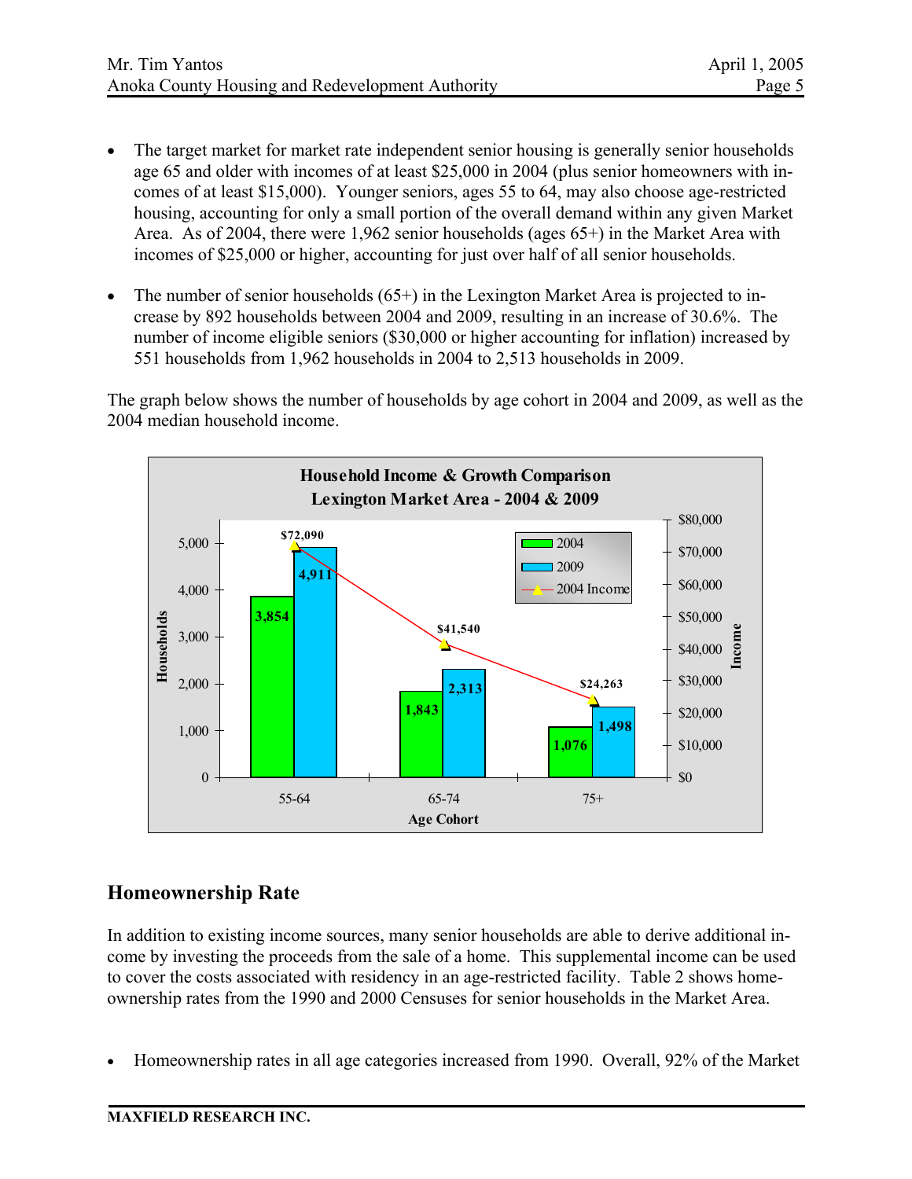- The target market for market rate independent senior housing is generally senior households age 65 and older with incomes of at least $25,000 in 2004 (plus senior homeowners with incomes of at least $15,000). Younger seniors, ages 55 to 64, may also choose age-restricted housing, accounting for only a small portion of the overall demand within any given Market Area. As of 2004, there were 1,962 senior households (ages 65+) in the Market Area with incomes of $25,000 or higher, accounting for just over half of all senior households.

- The number of senior households (65+) in the Lexington Market Area is projected to increase by 892 households between 2004 and 2009, resulting in an increase of 30.6%. The number of income eligible seniors ($30,000 or higher accounting for inflation) increased by 551 households from 1,962 households in 2004 to 2,513 households in 2009.

The graph below shows the number of households by age cohort in 2004 and 2009, as well as the 2004 median household income.

**Household Income & Growth Comparison**
**Lexington Market Area - 2004 & 2009**

| Age Cohort | 2004 | 2009 | 2004 Income |
|---|---|---|---|
| 55-64 | 3,854 | 4,911 | $72,090 |
| 65-74 | 1,843 | 2,313 | $41,540 |
| 75+ | 1,076 | 1,498 | $24,263 |

## Homeownership Rate

In addition to existing income sources, many senior households are able to derive additional income by investing the proceeds from the sale of a home. This supplemental income can be used to cover the costs associated with residency in an age-restricted facility. Table 2 shows homeownership rates from the 1990 and 2000 Censuses for senior households in the Market Area.

- Homeownership rates in all age categories increased from 1990. Overall, 92% of the Market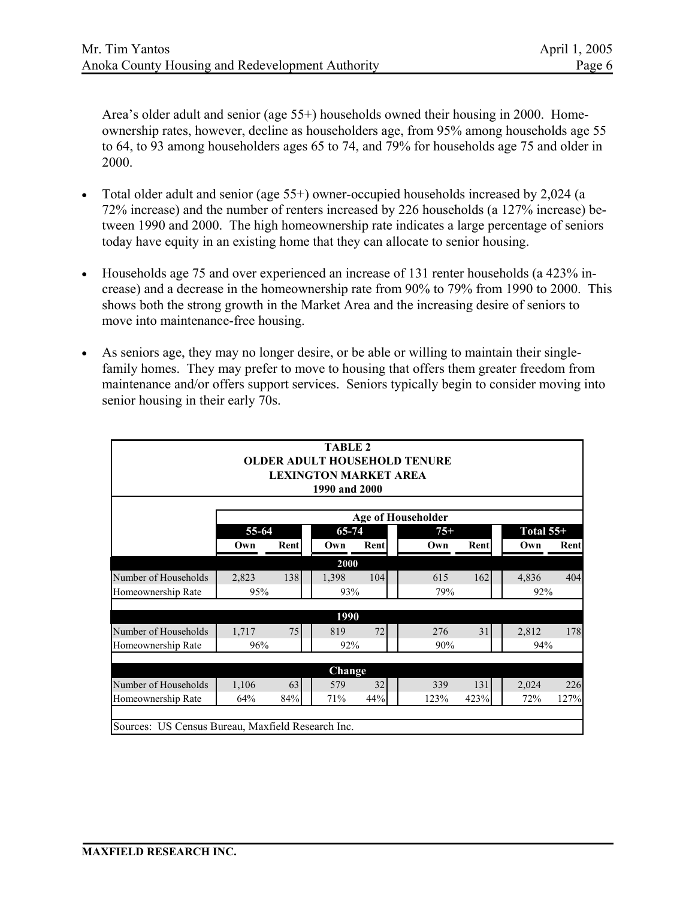Area's older adult and senior (age 55+) households owned their housing in 2000. Homeownership rates, however, decline as householders age, from 95% among households age 55 to 64, to 93 among householders ages 65 to 74, and 79% for households age 75 and older in 2000.

- Total older adult and senior (age 55+) owner-occupied households increased by 2,024 (a 72% increase) and the number of renters increased by 226 households (a 127% increase) between 1990 and 2000. The high homeownership rate indicates a large percentage of seniors today have equity in an existing home that they can allocate to senior housing.

- Households age 75 and over experienced an increase of 131 renter households (a 423% increase) and a decrease in the homeownership rate from 90% to 79% from 1990 to 2000. This shows both the strong growth in the Market Area and the increasing desire of seniors to move into maintenance-free housing.

- As seniors age, they may no longer desire, or be able or willing to maintain their single-family homes. They may prefer to move to housing that offers them greater freedom from maintenance and/or offers support services. Seniors typically begin to consider moving into senior housing in their early 70s.

**TABLE 2**
**OLDER ADULT HOUSEHOLD TENURE**
**LEXINGTON MARKET AREA**
**1990 and 2000**

| | Age of Householder | | | | | | | |
|---|---|---|---|---|---|---|---|---|
| | 55-64 | | 65-74 | | 75+ | | Total 55+ | |
| | Own | Rent | Own | Rent | Own | Rent | Own | Rent |
| **2000** | | | | | | | | |
| Number of Households | 2,823 | 138 | 1,398 | 104 | 615 | 162 | 4,836 | 404 |
| Homeownership Rate | 95% | | 93% | | 79% | | 92% | |
| **1990** | | | | | | | | |
| Number of Households | 1,717 | 75 | 819 | 72 | 276 | 31 | 2,812 | 178 |
| Homeownership Rate | 96% | | 92% | | 90% | | 94% | |
| **Change** | | | | | | | | |
| Number of Households | 1,106 | 63 | 579 | 32 | 339 | 131 | 2,024 | 226 |
| Homeownership Rate | 64% | 84% | 71% | 44% | 123% | 423% | 72% | 127% |

Sources: US Census Bureau, Maxfield Research Inc.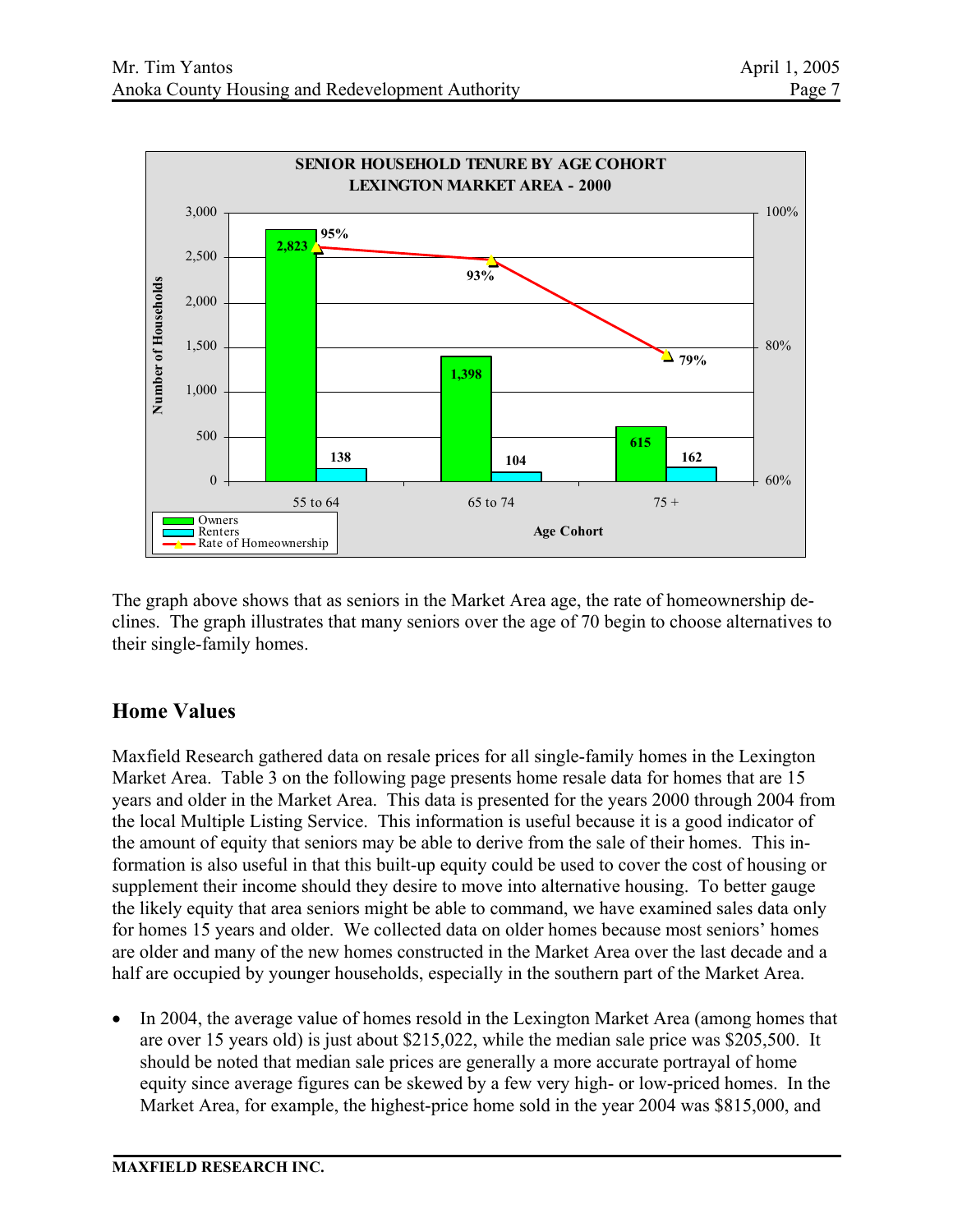**SENIOR HOUSEHOLD TENURE BY AGE COHORT**
**LEXINGTON MARKET AREA - 2000**

| Age Cohort | Owners | Renters | Rate of Homeownership |
|---|---|---|---|
| 55 to 64 | 2,823 | 138 | 95% |
| 65 to 74 | 1,398 | 104 | 93% |
| 75 + | 615 | 162 | 79% |

The graph above shows that as seniors in the Market Area age, the rate of homeownership declines. The graph illustrates that many seniors over the age of 70 begin to choose alternatives to their single-family homes.

## Home Values

Maxfield Research gathered data on resale prices for all single-family homes in the Lexington Market Area. Table 3 on the following page presents home resale data for homes that are 15 years and older in the Market Area. This data is presented for the years 2000 through 2004 from the local Multiple Listing Service. This information is useful because it is a good indicator of the amount of equity that seniors may be able to derive from the sale of their homes. This information is also useful in that this built-up equity could be used to cover the cost of housing or supplement their income should they desire to move into alternative housing. To better gauge the likely equity that area seniors might be able to command, we have examined sales data only for homes 15 years and older. We collected data on older homes because most seniors' homes are older and many of the new homes constructed in the Market Area over the last decade and a half are occupied by younger households, especially in the southern part of the Market Area.

- In 2004, the average value of homes resold in the Lexington Market Area (among homes that are over 15 years old) is just about $215,022, while the median sale price was $205,500. It should be noted that median sale prices are generally a more accurate portrayal of home equity since average figures can be skewed by a few very high- or low-priced homes. In the Market Area, for example, the highest-price home sold in the year 2004 was $815,000, and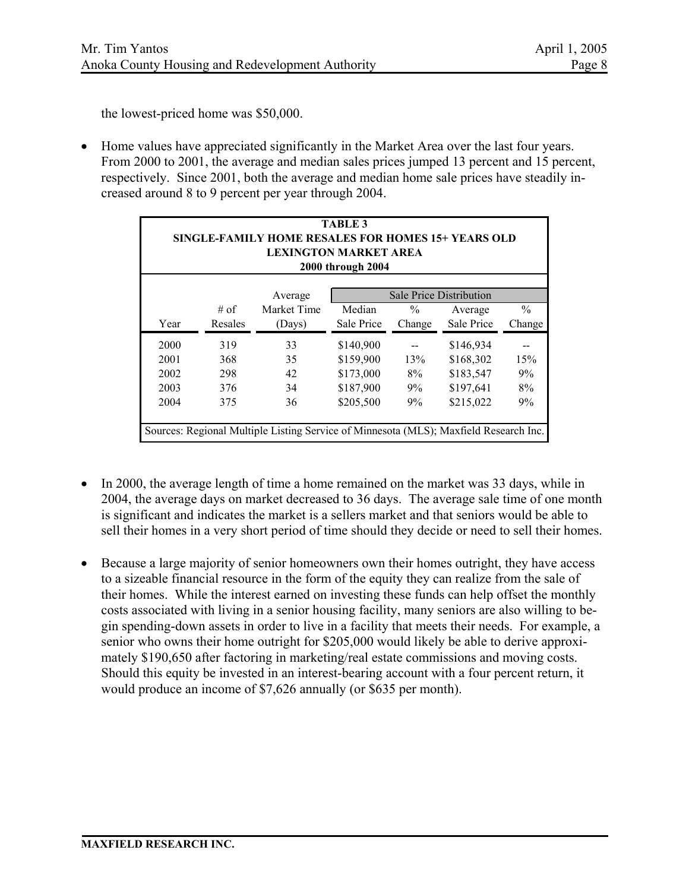the lowest-priced home was $50,000.

- Home values have appreciated significantly in the Market Area over the last four years. From 2000 to 2001, the average and median sales prices jumped 13 percent and 15 percent, respectively. Since 2001, both the average and median home sale prices have steadily increased around 8 to 9 percent per year through 2004.

**TABLE 3**
**SINGLE-FAMILY HOME RESALES FOR HOMES 15+ YEARS OLD**
**LEXINGTON MARKET AREA**
**2000 through 2004**

| Year | # of Resales | Average Market Time (Days) | Sale Price Distribution | | | |
|---|---|---|---|---|---|---|
| | | | Median Sale Price | % Change | Average Sale Price | % Change |
| 2000 | 319 | 33 | $140,900 | -- | $146,934 | -- |
| 2001 | 368 | 35 | $159,900 | 13% | $168,302 | 15% |
| 2002 | 298 | 42 | $173,000 | 8% | $183,547 | 9% |
| 2003 | 376 | 34 | $187,900 | 9% | $197,641 | 8% |
| 2004 | 375 | 36 | $205,500 | 9% | $215,022 | 9% |

Sources: Regional Multiple Listing Service of Minnesota (MLS); Maxfield Research Inc.

- In 2000, the average length of time a home remained on the market was 33 days, while in 2004, the average days on market decreased to 36 days. The average sale time of one month is significant and indicates the market is a sellers market and that seniors would be able to sell their homes in a very short period of time should they decide or need to sell their homes.

- Because a large majority of senior homeowners own their homes outright, they have access to a sizeable financial resource in the form of the equity they can realize from the sale of their homes. While the interest earned on investing these funds can help offset the monthly costs associated with living in a senior housing facility, many seniors are also willing to begin spending-down assets in order to live in a facility that meets their needs. For example, a senior who owns their home outright for $205,000 would likely be able to derive approximately $190,650 after factoring in marketing/real estate commissions and moving costs. Should this equity be invested in an interest-bearing account with a four percent return, it would produce an income of $7,626 annually (or $635 per month).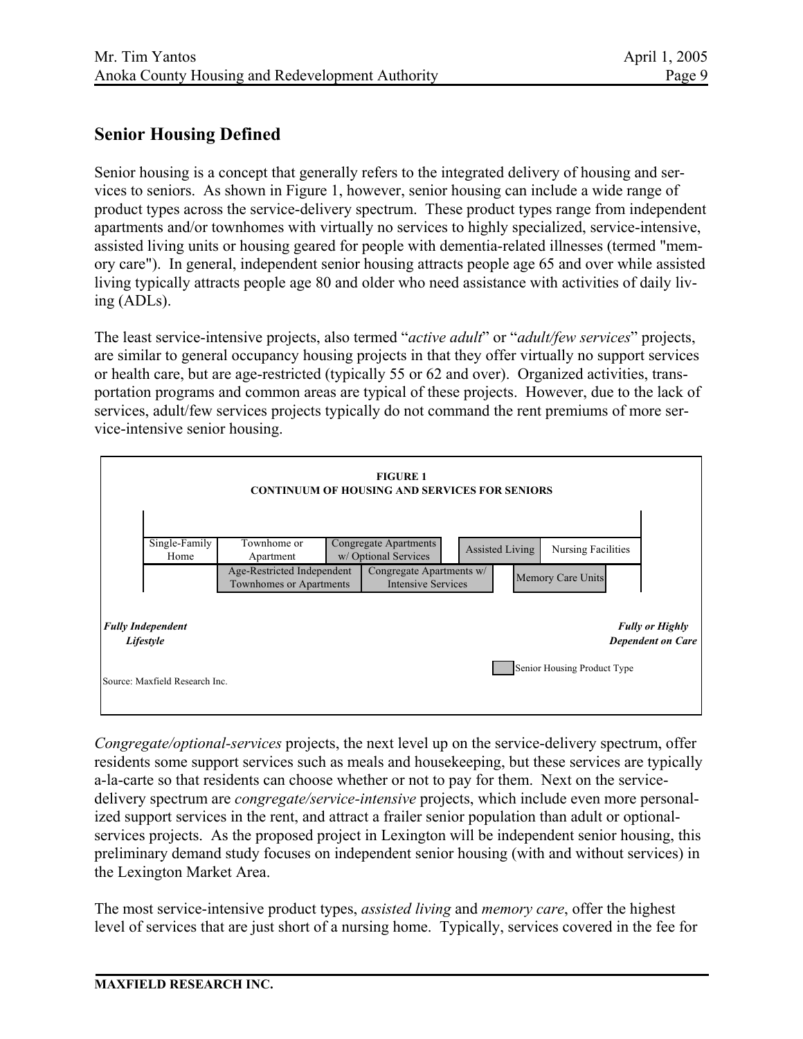## Senior Housing Defined

Senior housing is a concept that generally refers to the integrated delivery of housing and services to seniors. As shown in Figure 1, however, senior housing can include a wide range of product types across the service-delivery spectrum. These product types range from independent apartments and/or townhomes with virtually no services to highly specialized, service-intensive, assisted living units or housing geared for people with dementia-related illnesses (termed "memory care"). In general, independent senior housing attracts people age 65 and over while assisted living typically attracts people age 80 and older who need assistance with activities of daily living (ADLs).

The least service-intensive projects, also termed "*active adult*" or "*adult/few services*" projects, are similar to general occupancy housing projects in that they offer virtually no support services or health care, but are age-restricted (typically 55 or 62 and over). Organized activities, transportation programs and common areas are typical of these projects. However, due to the lack of services, adult/few services projects typically do not command the rent premiums of more service-intensive senior housing.

**FIGURE 1**
**CONTINUUM OF HOUSING AND SERVICES FOR SENIORS**

| Single-Family Home | Townhome or Apartment | Congregate Apartments w/ Optional Services | Assisted Living | Nursing Facilities |
|---|---|---|---|---|
| | Age-Restricted Independent Townhomes or Apartments | Congregate Apartments w/ Intensive Services | Memory Care Units | |

***Fully Independent Lifestyle*** → ***Fully or Highly Dependent on Care***

Senior Housing Product Type

Source: Maxfield Research Inc.

*Congregate/optional-services* projects, the next level up on the service-delivery spectrum, offer residents some support services such as meals and housekeeping, but these services are typically a-la-carte so that residents can choose whether or not to pay for them. Next on the service-delivery spectrum are *congregate/service-intensive* projects, which include even more personalized support services in the rent, and attract a frailer senior population than adult or optional-services projects. As the proposed project in Lexington will be independent senior housing, this preliminary demand study focuses on independent senior housing (with and without services) in the Lexington Market Area.

The most service-intensive product types, *assisted living* and *memory care*, offer the highest level of services that are just short of a nursing home. Typically, services covered in the fee for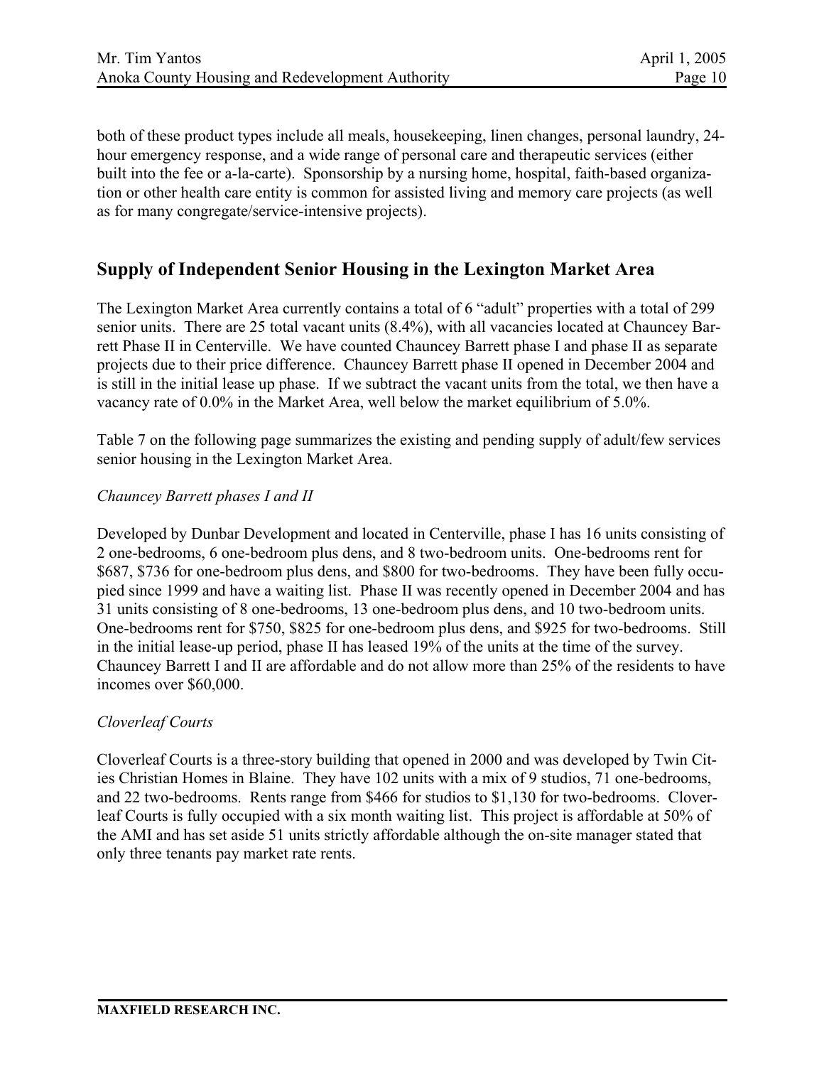both of these product types include all meals, housekeeping, linen changes, personal laundry, 24-hour emergency response, and a wide range of personal care and therapeutic services (either built into the fee or a-la-carte). Sponsorship by a nursing home, hospital, faith-based organization or other health care entity is common for assisted living and memory care projects (as well as for many congregate/service-intensive projects).

## Supply of Independent Senior Housing in the Lexington Market Area

The Lexington Market Area currently contains a total of 6 "adult" properties with a total of 299 senior units. There are 25 total vacant units (8.4%), with all vacancies located at Chauncey Barrett Phase II in Centerville. We have counted Chauncey Barrett phase I and phase II as separate projects due to their price difference. Chauncey Barrett phase II opened in December 2004 and is still in the initial lease up phase. If we subtract the vacant units from the total, we then have a vacancy rate of 0.0% in the Market Area, well below the market equilibrium of 5.0%.

Table 7 on the following page summarizes the existing and pending supply of adult/few services senior housing in the Lexington Market Area.

*Chauncey Barrett phases I and II*

Developed by Dunbar Development and located in Centerville, phase I has 16 units consisting of 2 one-bedrooms, 6 one-bedroom plus dens, and 8 two-bedroom units. One-bedrooms rent for $687, $736 for one-bedroom plus dens, and $800 for two-bedrooms. They have been fully occupied since 1999 and have a waiting list. Phase II was recently opened in December 2004 and has 31 units consisting of 8 one-bedrooms, 13 one-bedroom plus dens, and 10 two-bedroom units. One-bedrooms rent for $750, $825 for one-bedroom plus dens, and $925 for two-bedrooms. Still in the initial lease-up period, phase II has leased 19% of the units at the time of the survey. Chauncey Barrett I and II are affordable and do not allow more than 25% of the residents to have incomes over $60,000.

*Cloverleaf Courts*

Cloverleaf Courts is a three-story building that opened in 2000 and was developed by Twin Cities Christian Homes in Blaine. They have 102 units with a mix of 9 studios, 71 one-bedrooms, and 22 two-bedrooms. Rents range from $466 for studios to $1,130 for two-bedrooms. Cloverleaf Courts is fully occupied with a six month waiting list. This project is affordable at 50% of the AMI and has set aside 51 units strictly affordable although the on-site manager stated that only three tenants pay market rate rents.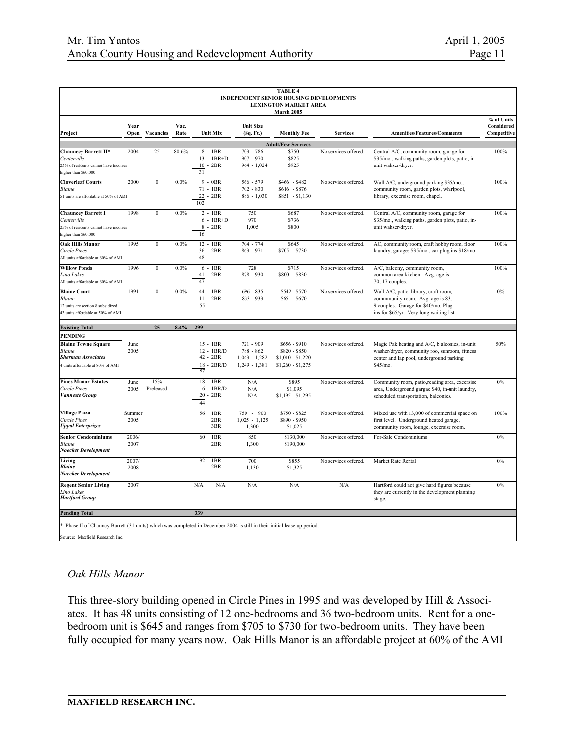**TABLE 4**
**INDEPENDENT SENIOR HOUSING DEVELOPMENTS**
**LEXINGTON MARKET AREA**
**March 2005**

| Project | Year Open | Vacancies | Vac. Rate | Unit Mix | Unit Size (Sq. Ft.) | Monthly Fee | Services | Amenities/Features/Comments | % of Units Considered Competitive |
|---|---|---|---|---|---|---|---|---|---|
| **Adult/Few Services** | | | | | | | | | |
| **Chauncey Barrett II*** *Centerville* 25% of residents cannot have incomes higher than $60,000 | 2004 | 25 | 80.6% | 8 - 1BR<br>13 - 1BR+D<br>10 - 2BR<br>31 | 703 - 786<br>907 - 970<br>964 - 1,024 | $750<br>$825<br>$925 | No services offered. | Central A/C, community room, garage for $35/mo., walking paths, garden plots, patio, in-unit wahser/dryer. | 100% |
| **Cloverleaf Courts** *Blaine* 51 units are affordable at 50% of AMI | 2000 | 0 | 0.0% | 9 - 0BR<br>71 - 1BR<br>22 - 2BR<br>102 | 566 - 579<br>702 - 830<br>886 - 1,030 | $466 - $482<br>$616 - $876<br>$851 - $1,130 | No services offered. | Wall A/C, underground parking $35/mo., community room, garden plots, whirlpool, library, excersise room, chapel. | 100% |
| **Chauncey Barrett I** *Centerville* 25% of residents cannot have incomes higher than $60,000 | 1998 | 0 | 0.0% | 2 - 1BR<br>6 - 1BR+D<br>8 - 2BR<br>16 | 750<br>970<br>1,005 | $687<br>$736<br>$800 | No services offered. | Central A/C, community room, garage for $35/mo., walking paths, garden plots, patio, in-unit wahser/dryer. | 100% |
| **Oak Hills Manor** *Circle Pines* All units affordable at 60% of AMI | 1995 | 0 | 0.0% | 12 - 1BR<br>36 - 2BR<br>48 | 704 - 774<br>863 - 971 | $645<br>$705 - $730 | No services offered. | AC, community room, craft hobby room, floor laundry, garages $35/mo., car plug-ins $18/mo. | 100% |
| **Willow Ponds** *Lino Lakes* All units affordable at 60% of AMI | 1996 | 0 | 0.0% | 6 - 1BR<br>41 - 2BR<br>47 | 728<br>878 - 930 | $715<br>$800 - $830 | No services offered. | A/C, balcony, community room, common area kitchen. Avg. age is 70, 17 couples. | 100% |
| **Blaine Court** *Blaine* 12 units are section 8 subsidized 43 units affordable at 50% of AMI | 1991 | 0 | 0.0% | 44 - 1BR<br>11 - 2BR<br>55 | 696 - 835<br>833 - 933 | $542 - $570<br>$651 - $670 | No services offered. | Wall A/C, patio, library, craft room, commmunity room. Avg. age is 83, 9 couples. Garage for $40/mo. Plug-ins for $65/yr. Very long waiting list. | 0% |
| **Existing Total** | | **25** | **8.4%** | **299** | | | | | |
| **PENDING** | | | | | | | | | |
| **Blaine Towne Square** *Blaine* ***Sherman Associates*** 4 units affordable at 80% of AMI | June 2005 | | | 15 - 1BR<br>12 - 1BR/D<br>42 - 2BR<br>18 - 2BR/D<br>87 | 721 - 909<br>788 - 862<br>1,043 - 1,282<br>1,249 - 1,381 | $656 - $910<br>$820 - $850<br>$1,010 - $1,220<br>$1,260 - $1,275 | No services offered. | Magic Pak heating and A/C, b alconies, in-unit washer/dryer, community roo, sunroom, fitness center and lap pool, underground parking $45/mo. | 50% |
| **Pines Manor Estates** *Circle Pines* ***Vanneste Group*** | June 2005 | 15% Preleased | | 18 - 1BR<br>6 - 1BR/D<br>20 - 2BR<br>44 | N/A<br>N/A<br>N/A | $895<br>$1,095<br>$1,195 - $1,295 | No services offered. | Community room, patio,reading area, excersise area, Underground gargae $40, in-unit laundry, scheduled transportation, balconies. | 0% |
| **Village Plaza** *Circle Pines* ***Uppal Enterprizes*** | Summer 2005 | | | 56 1BR<br>2BR<br>3BR | 750 - 900<br>1,025 - 1,125<br>1,300 | $750 - $825<br>$890 - $950<br>$1,025 | No services offered. | Mixed use with 13,000 of commercial space on first level. Underground heated garage, community room, lounge, excersise room. | 100% |
| **Senior Condominiums** *Blaine* ***Noecker Development*** | 2006/ 2007 | | | 60 1BR<br>2BR | 850<br>1,300 | $130,000<br>$190,000 | No services offered. | For-Sale Condominiums | 0% |
| **Living** ***Blaine*** ***Noecker Development*** | 2007/ 2008 | | | 92 1BR<br>2BR | 700<br>1,130 | $855<br>$1,325 | No services offered. | Market Rate Rental | 0% |
| **Regent Senior Living** *Lino Lakes* ***Hartford Group*** | 2007 | | | N/A N/A | N/A | N/A | N/A | Hartford could not give hard figures because they are currently in the development planning stage. | 0% |
| **Pending Total** | | | | **339** | | | | | |

\* Phase II of Chauncy Barrett (31 units) which was completed in December 2004 is still in their initial lease up period.

Source: Maxfield Research Inc.

*Oak Hills Manor*

This three-story building opened in Circle Pines in 1995 and was developed by Hill & Associates. It has 48 units consisting of 12 one-bedrooms and 36 two-bedroom units. Rent for a one-bedroom unit is $645 and ranges from $705 to $730 for two-bedroom units. They have been fully occupied for many years now. Oak Hills Manor is an affordable project at 60% of the AMI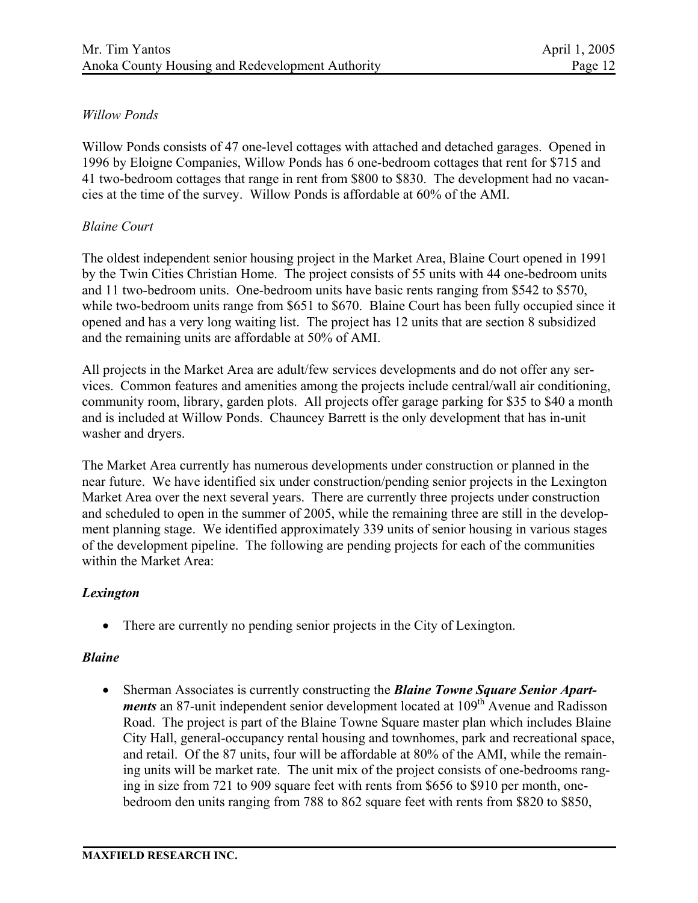*Willow Ponds*

Willow Ponds consists of 47 one-level cottages with attached and detached garages. Opened in 1996 by Eloigne Companies, Willow Ponds has 6 one-bedroom cottages that rent for $715 and 41 two-bedroom cottages that range in rent from $800 to $830. The development had no vacancies at the time of the survey. Willow Ponds is affordable at 60% of the AMI.

*Blaine Court*

The oldest independent senior housing project in the Market Area, Blaine Court opened in 1991 by the Twin Cities Christian Home. The project consists of 55 units with 44 one-bedroom units and 11 two-bedroom units. One-bedroom units have basic rents ranging from $542 to $570, while two-bedroom units range from $651 to $670. Blaine Court has been fully occupied since it opened and has a very long waiting list. The project has 12 units that are section 8 subsidized and the remaining units are affordable at 50% of AMI.

All projects in the Market Area are adult/few services developments and do not offer any services. Common features and amenities among the projects include central/wall air conditioning, community room, library, garden plots. All projects offer garage parking for $35 to $40 a month and is included at Willow Ponds. Chauncey Barrett is the only development that has in-unit washer and dryers.

The Market Area currently has numerous developments under construction or planned in the near future. We have identified six under construction/pending senior projects in the Lexington Market Area over the next several years. There are currently three projects under construction and scheduled to open in the summer of 2005, while the remaining three are still in the development planning stage. We identified approximately 339 units of senior housing in various stages of the development pipeline. The following are pending projects for each of the communities within the Market Area:

***Lexington***

- There are currently no pending senior projects in the City of Lexington.

***Blaine***

- Sherman Associates is currently constructing the ***Blaine Towne Square Senior Apartments*** an 87-unit independent senior development located at 109th Avenue and Radisson Road. The project is part of the Blaine Towne Square master plan which includes Blaine City Hall, general-occupancy rental housing and townhomes, park and recreational space, and retail. Of the 87 units, four will be affordable at 80% of the AMI, while the remaining units will be market rate. The unit mix of the project consists of one-bedrooms ranging in size from 721 to 909 square feet with rents from $656 to $910 per month, one-bedroom den units ranging from 788 to 862 square feet with rents from $820 to $850,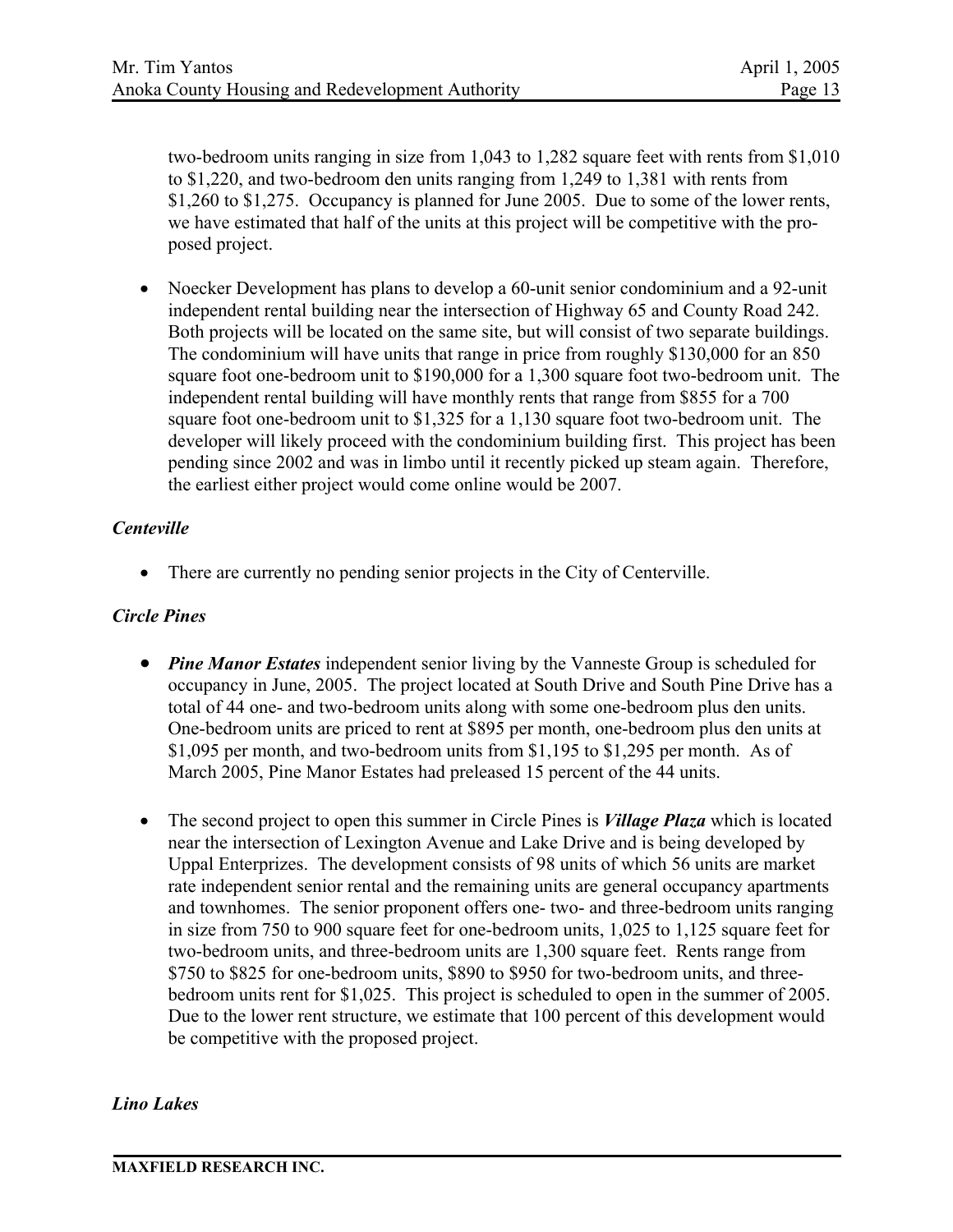two-bedroom units ranging in size from 1,043 to 1,282 square feet with rents from $1,010 to $1,220, and two-bedroom den units ranging from 1,249 to 1,381 with rents from $1,260 to $1,275. Occupancy is planned for June 2005. Due to some of the lower rents, we have estimated that half of the units at this project will be competitive with the proposed project.

- Noecker Development has plans to develop a 60-unit senior condominium and a 92-unit independent rental building near the intersection of Highway 65 and County Road 242. Both projects will be located on the same site, but will consist of two separate buildings. The condominium will have units that range in price from roughly $130,000 for an 850 square foot one-bedroom unit to $190,000 for a 1,300 square foot two-bedroom unit. The independent rental building will have monthly rents that range from $855 for a 700 square foot one-bedroom unit to $1,325 for a 1,130 square foot two-bedroom unit. The developer will likely proceed with the condominium building first. This project has been pending since 2002 and was in limbo until it recently picked up steam again. Therefore, the earliest either project would come online would be 2007.

***Centeville***

- There are currently no pending senior projects in the City of Centerville.

***Circle Pines***

- ***Pine Manor Estates*** independent senior living by the Vanneste Group is scheduled for occupancy in June, 2005. The project located at South Drive and South Pine Drive has a total of 44 one- and two-bedroom units along with some one-bedroom plus den units. One-bedroom units are priced to rent at $895 per month, one-bedroom plus den units at $1,095 per month, and two-bedroom units from $1,195 to $1,295 per month. As of March 2005, Pine Manor Estates had preleased 15 percent of the 44 units.

- The second project to open this summer in Circle Pines is ***Village Plaza*** which is located near the intersection of Lexington Avenue and Lake Drive and is being developed by Uppal Enterprizes. The development consists of 98 units of which 56 units are market rate independent senior rental and the remaining units are general occupancy apartments and townhomes. The senior proponent offers one- two- and three-bedroom units ranging in size from 750 to 900 square feet for one-bedroom units, 1,025 to 1,125 square feet for two-bedroom units, and three-bedroom units are 1,300 square feet. Rents range from $750 to $825 for one-bedroom units, $890 to $950 for two-bedroom units, and three-bedroom units rent for $1,025. This project is scheduled to open in the summer of 2005. Due to the lower rent structure, we estimate that 100 percent of this development would be competitive with the proposed project.

***Lino Lakes***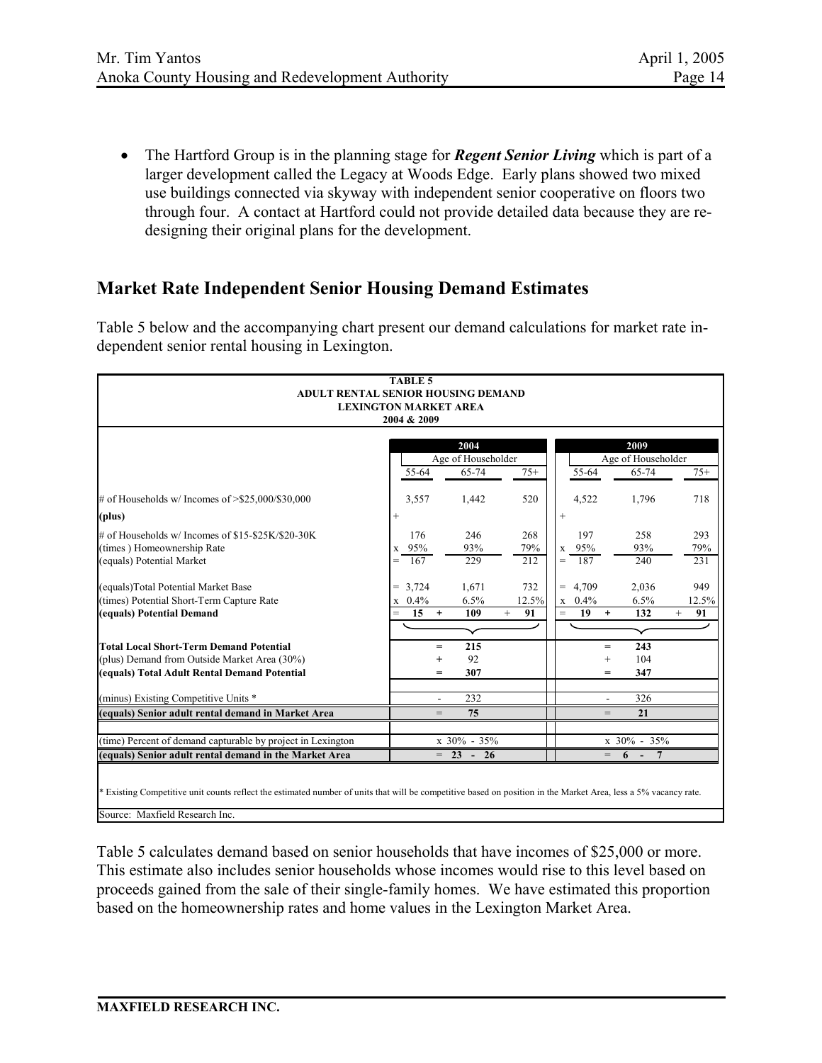- The Hartford Group is in the planning stage for ***Regent Senior Living*** which is part of a larger development called the Legacy at Woods Edge. Early plans showed two mixed use buildings connected via skyway with independent senior cooperative on floors two through four. A contact at Hartford could not provide detailed data because they are re-designing their original plans for the development.

## Market Rate Independent Senior Housing Demand Estimates

Table 5 below and the accompanying chart present our demand calculations for market rate independent senior rental housing in Lexington.

**TABLE 5**
**ADULT RENTAL SENIOR HOUSING DEMAND**
**LEXINGTON MARKET AREA**
**2004 & 2009**

| | 2004 | | | 2009 | | |
|---|---|---|---|---|---|---|
| | Age of Householder | | | Age of Householder | | |
| | 55-64 | 65-74 | 75+ | 55-64 | 65-74 | 75+ |
| # of Households w/ Incomes of >$25,000/$30,000 | 3,557 | 1,442 | 520 | 4,522 | 1,796 | 718 |
| **(plus)** | + | | | + | | |
| # of Households w/ Incomes of $15-$25K/$20-30K | 176 | 246 | 268 | 197 | 258 | 293 |
| (times ) Homeownership Rate | x 95% | 93% | 79% | x 95% | 93% | 79% |
| (equals) Potential Market | = 167 | 229 | 212 | = 187 | 240 | 231 |
| (equals)Total Potential Market Base | = 3,724 | 1,671 | 732 | = 4,709 | 2,036 | 949 |
| (times) Potential Short-Term Capture Rate | x 0.4% | 6.5% | 12.5% | x 0.4% | 6.5% | 12.5% |
| **(equals) Potential Demand** | = **15** + | **109** + | **91** | = **19** + | **132** + | **91** |
| **Total Local Short-Term Demand Potential** | | = **215** | | | = **243** | |
| (plus) Demand from Outside Market Area (30%) | | + 92 | | | + 104 | |
| **(equals) Total Adult Rental Demand Potential** | | = **307** | | | = **347** | |
| (minus) Existing Competitive Units * | | - 232 | | | - 326 | |
| **(equals) Senior adult rental demand in Market Area** | | = **75** | | | = **21** | |
| (time) Percent of demand capturable by project in Lexington | | x 30% - 35% | | | x 30% - 35% | |
| **(equals) Senior adult rental demand in the Market Area** | | = **23 - 26** | | | = **6 - 7** | |

\* Existing Competitive unit counts reflect the estimated number of units that will be competitive based on position in the Market Area, less a 5% vacancy rate.

Source: Maxfield Research Inc.

Table 5 calculates demand based on senior households that have incomes of $25,000 or more. This estimate also includes senior households whose incomes would rise to this level based on proceeds gained from the sale of their single-family homes. We have estimated this proportion based on the homeownership rates and home values in the Lexington Market Area.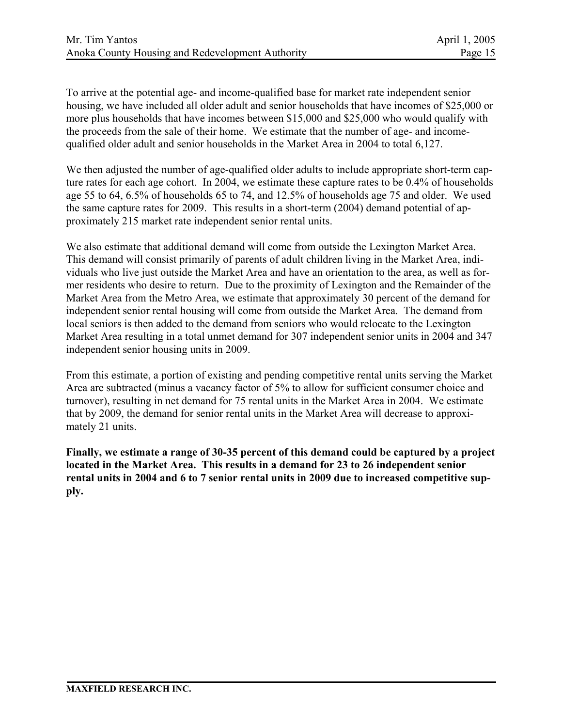To arrive at the potential age- and income-qualified base for market rate independent senior housing, we have included all older adult and senior households that have incomes of $25,000 or more plus households that have incomes between $15,000 and $25,000 who would qualify with the proceeds from the sale of their home. We estimate that the number of age- and income-qualified older adult and senior households in the Market Area in 2004 to total 6,127.

We then adjusted the number of age-qualified older adults to include appropriate short-term capture rates for each age cohort. In 2004, we estimate these capture rates to be 0.4% of households age 55 to 64, 6.5% of households 65 to 74, and 12.5% of households age 75 and older. We used the same capture rates for 2009. This results in a short-term (2004) demand potential of approximately 215 market rate independent senior rental units.

We also estimate that additional demand will come from outside the Lexington Market Area. This demand will consist primarily of parents of adult children living in the Market Area, individuals who live just outside the Market Area and have an orientation to the area, as well as former residents who desire to return. Due to the proximity of Lexington and the Remainder of the Market Area from the Metro Area, we estimate that approximately 30 percent of the demand for independent senior rental housing will come from outside the Market Area. The demand from local seniors is then added to the demand from seniors who would relocate to the Lexington Market Area resulting in a total unmet demand for 307 independent senior units in 2004 and 347 independent senior housing units in 2009.

From this estimate, a portion of existing and pending competitive rental units serving the Market Area are subtracted (minus a vacancy factor of 5% to allow for sufficient consumer choice and turnover), resulting in net demand for 75 rental units in the Market Area in 2004. We estimate that by 2009, the demand for senior rental units in the Market Area will decrease to approximately 21 units.

**Finally, we estimate a range of 30-35 percent of this demand could be captured by a project located in the Market Area. This results in a demand for 23 to 26 independent senior rental units in 2004 and 6 to 7 senior rental units in 2009 due to increased competitive supply.**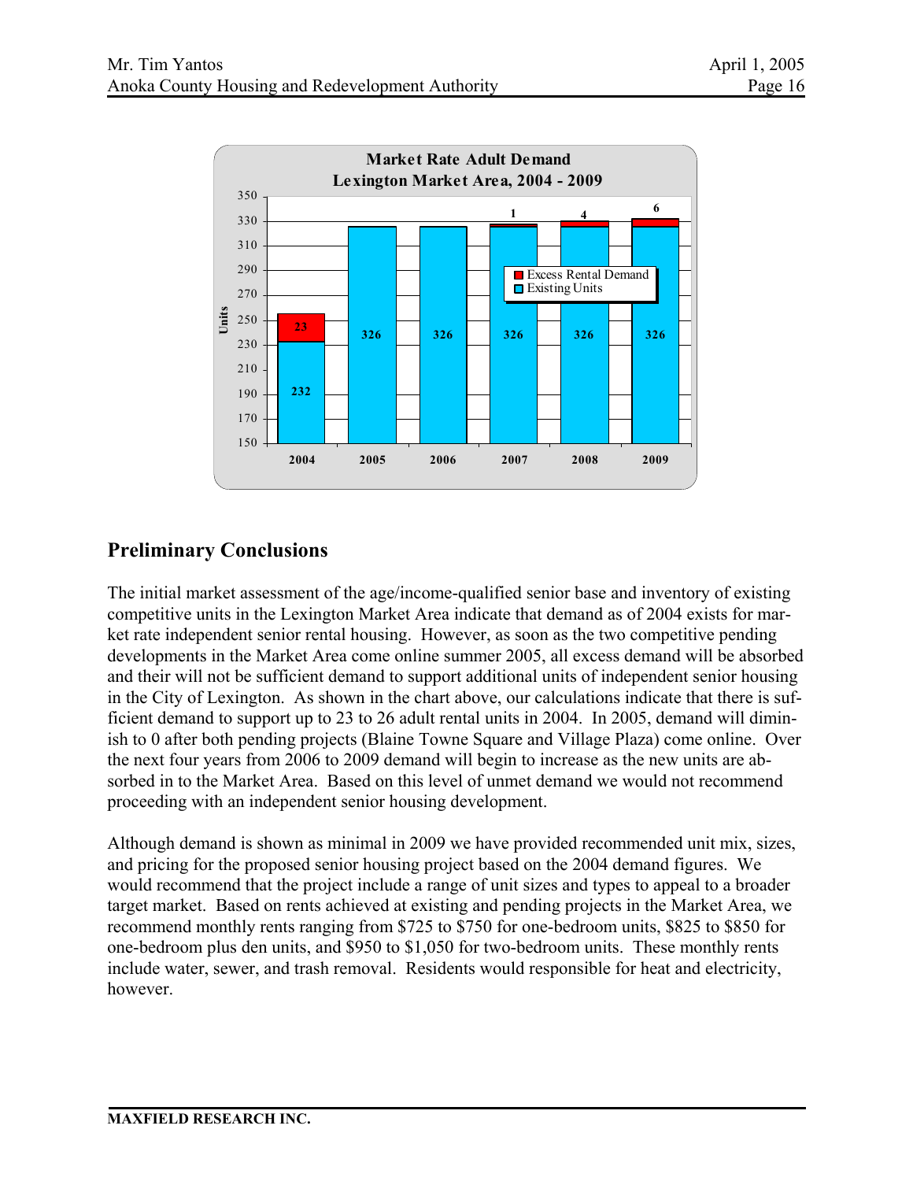**Market Rate Adult Demand**
**Lexington Market Area, 2004 - 2009**

| Year | Existing Units | Excess Rental Demand |
|---|---|---|
| 2004 | 232 | 23 |
| 2005 | 326 | |
| 2006 | 326 | |
| 2007 | 326 | 1 |
| 2008 | 326 | 4 |
| 2009 | 326 | 6 |

## Preliminary Conclusions

The initial market assessment of the age/income-qualified senior base and inventory of existing competitive units in the Lexington Market Area indicate that demand as of 2004 exists for market rate independent senior rental housing. However, as soon as the two competitive pending developments in the Market Area come online summer 2005, all excess demand will be absorbed and their will not be sufficient demand to support additional units of independent senior housing in the City of Lexington. As shown in the chart above, our calculations indicate that there is sufficient demand to support up to 23 to 26 adult rental units in 2004. In 2005, demand will diminish to 0 after both pending projects (Blaine Towne Square and Village Plaza) come online. Over the next four years from 2006 to 2009 demand will begin to increase as the new units are absorbed in to the Market Area. Based on this level of unmet demand we would not recommend proceeding with an independent senior housing development.

Although demand is shown as minimal in 2009 we have provided recommended unit mix, sizes, and pricing for the proposed senior housing project based on the 2004 demand figures. We would recommend that the project include a range of unit sizes and types to appeal to a broader target market. Based on rents achieved at existing and pending projects in the Market Area, we recommend monthly rents ranging from $725 to $750 for one-bedroom units, $825 to $850 for one-bedroom plus den units, and $950 to $1,050 for two-bedroom units. These monthly rents include water, sewer, and trash removal. Residents would responsible for heat and electricity, however.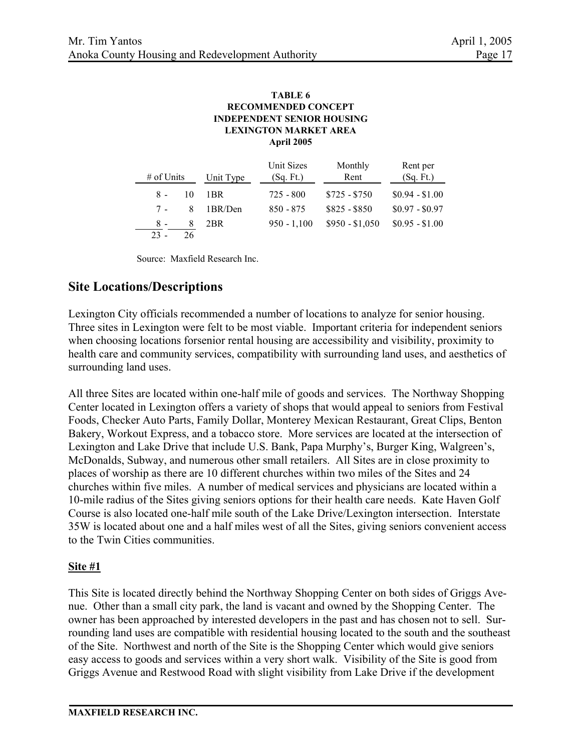**TABLE 6**
**RECOMMENDED CONCEPT**
**INDEPENDENT SENIOR HOUSING**
**LEXINGTON MARKET AREA**
**April 2005**

| # of Units | Unit Type | Unit Sizes (Sq. Ft.) | Monthly Rent | Rent per (Sq. Ft.) |
|---|---|---|---|---|
| 8 - 10 | 1BR | 725 - 800 | $725 - $750 | $0.94 - $1.00 |
| 7 - 8 | 1BR/Den | 850 - 875 | $825 - $850 | $0.97 - $0.97 |
| 8 - 8 | 2BR | 950 - 1,100 | $950 - $1,050 | $0.95 - $1.00 |
| 23 - 26 | | | | |

Source: Maxfield Research Inc.

## Site Locations/Descriptions

Lexington City officials recommended a number of locations to analyze for senior housing. Three sites in Lexington were felt to be most viable. Important criteria for independent seniors when choosing locations forsenior rental housing are accessibility and visibility, proximity to health care and community services, compatibility with surrounding land uses, and aesthetics of surrounding land uses.

All three Sites are located within one-half mile of goods and services. The Northway Shopping Center located in Lexington offers a variety of shops that would appeal to seniors from Festival Foods, Checker Auto Parts, Family Dollar, Monterey Mexican Restaurant, Great Clips, Benton Bakery, Workout Express, and a tobacco store. More services are located at the intersection of Lexington and Lake Drive that include U.S. Bank, Papa Murphy's, Burger King, Walgreen's, McDonalds, Subway, and numerous other small retailers. All Sites are in close proximity to places of worship as there are 10 different churches within two miles of the Sites and 24 churches within five miles. A number of medical services and physicians are located within a 10-mile radius of the Sites giving seniors options for their health care needs. Kate Haven Golf Course is also located one-half mile south of the Lake Drive/Lexington intersection. Interstate 35W is located about one and a half miles west of all the Sites, giving seniors convenient access to the Twin Cities communities.

### Site #1

This Site is located directly behind the Northway Shopping Center on both sides of Griggs Avenue. Other than a small city park, the land is vacant and owned by the Shopping Center. The owner has been approached by interested developers in the past and has chosen not to sell. Surrounding land uses are compatible with residential housing located to the south and the southeast of the Site. Northwest and north of the Site is the Shopping Center which would give seniors easy access to goods and services within a very short walk. Visibility of the Site is good from Griggs Avenue and Restwood Road with slight visibility from Lake Drive if the development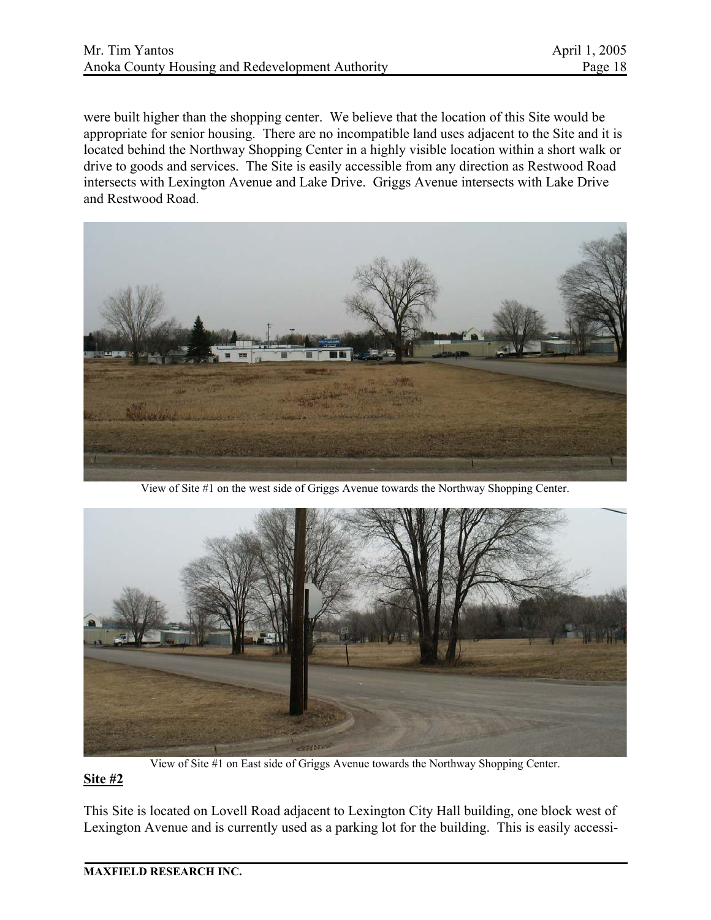were built higher than the shopping center. We believe that the location of this Site would be appropriate for senior housing. There are no incompatible land uses adjacent to the Site and it is located behind the Northway Shopping Center in a highly visible location within a short walk or drive to goods and services. The Site is easily accessible from any direction as Restwood Road intersects with Lexington Avenue and Lake Drive. Griggs Avenue intersects with Lake Drive and Restwood Road.

View of Site #1 on the west side of Griggs Avenue towards the Northway Shopping Center.

View of Site #1 on East side of Griggs Avenue towards the Northway Shopping Center.

**Site #2**

This Site is located on Lovell Road adjacent to Lexington City Hall building, one block west of Lexington Avenue and is currently used as a parking lot for the building. This is easily accessi-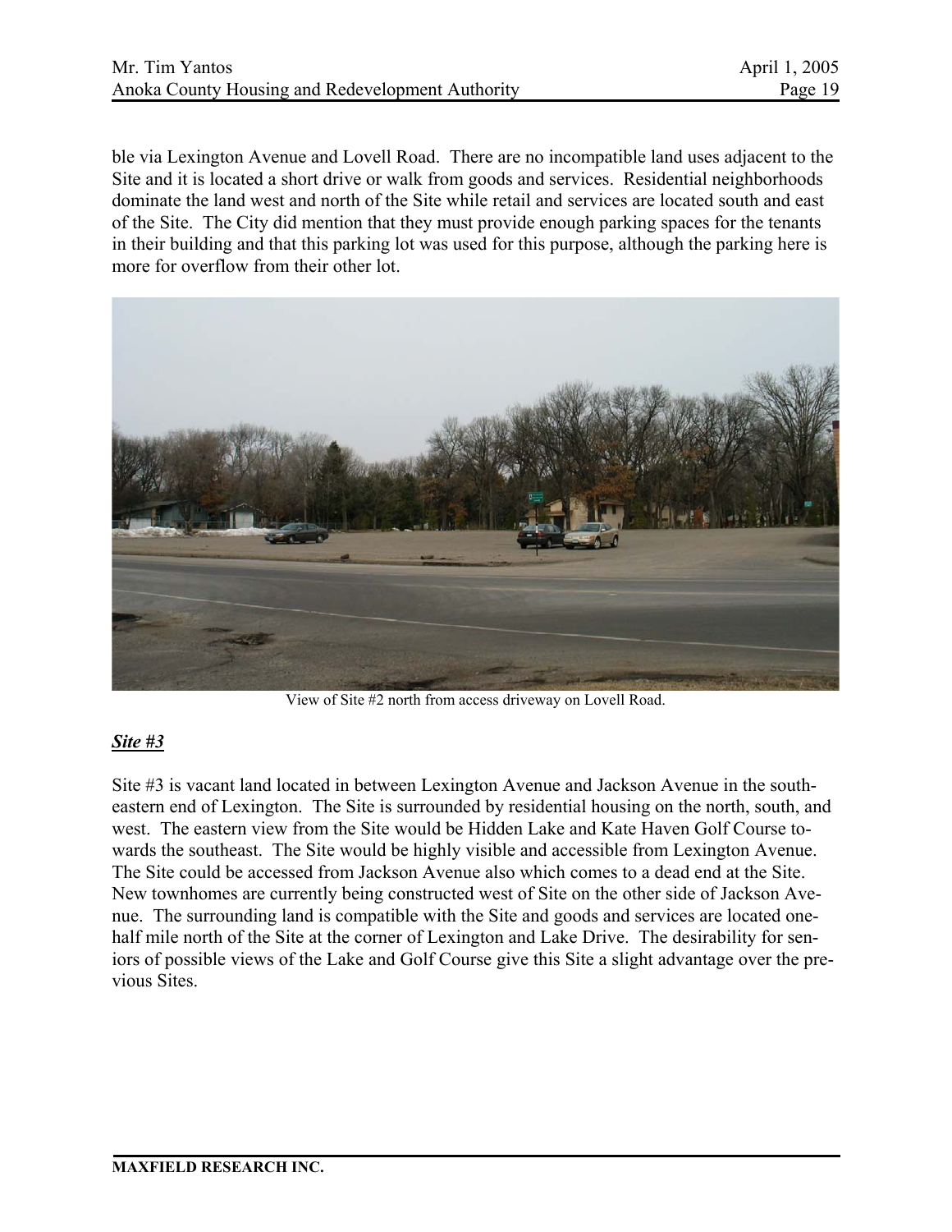ble via Lexington Avenue and Lovell Road. There are no incompatible land uses adjacent to the Site and it is located a short drive or walk from goods and services. Residential neighborhoods dominate the land west and north of the Site while retail and services are located south and east of the Site. The City did mention that they must provide enough parking spaces for the tenants in their building and that this parking lot was used for this purpose, although the parking here is more for overflow from their other lot.

View of Site #2 north from access driveway on Lovell Road.

***Site #3***

Site #3 is vacant land located in between Lexington Avenue and Jackson Avenue in the southeastern end of Lexington. The Site is surrounded by residential housing on the north, south, and west. The eastern view from the Site would be Hidden Lake and Kate Haven Golf Course towards the southeast. The Site would be highly visible and accessible from Lexington Avenue. The Site could be accessed from Jackson Avenue also which comes to a dead end at the Site. New townhomes are currently being constructed west of Site on the other side of Jackson Avenue. The surrounding land is compatible with the Site and goods and services are located one-half mile north of the Site at the corner of Lexington and Lake Drive. The desirability for seniors of possible views of the Lake and Golf Course give this Site a slight advantage over the previous Sites.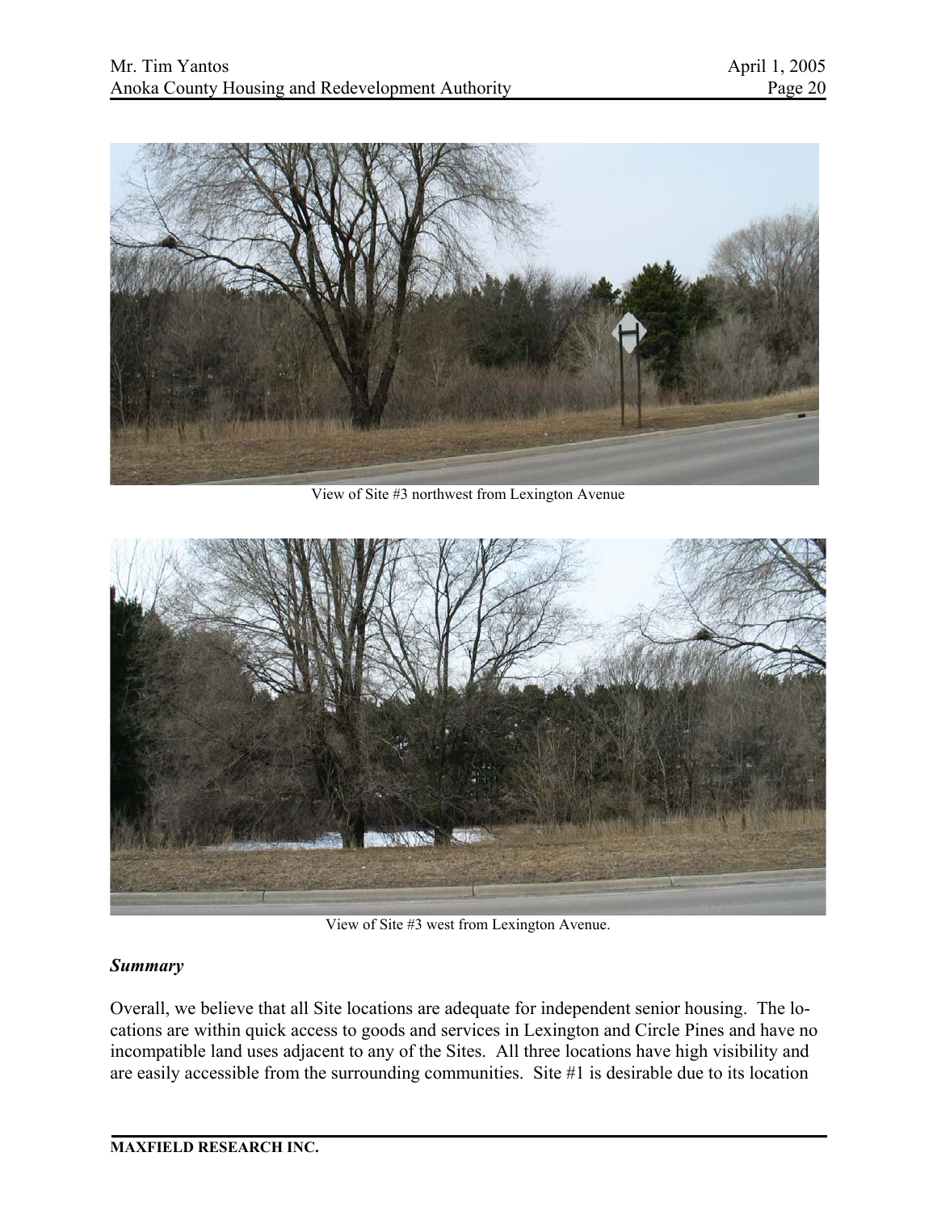View of Site #3 northwest from Lexington Avenue

View of Site #3 west from Lexington Avenue.

### *Summary*

Overall, we believe that all Site locations are adequate for independent senior housing. The locations are within quick access to goods and services in Lexington and Circle Pines and have no incompatible land uses adjacent to any of the Sites. All three locations have high visibility and are easily accessible from the surrounding communities. Site #1 is desirable due to its location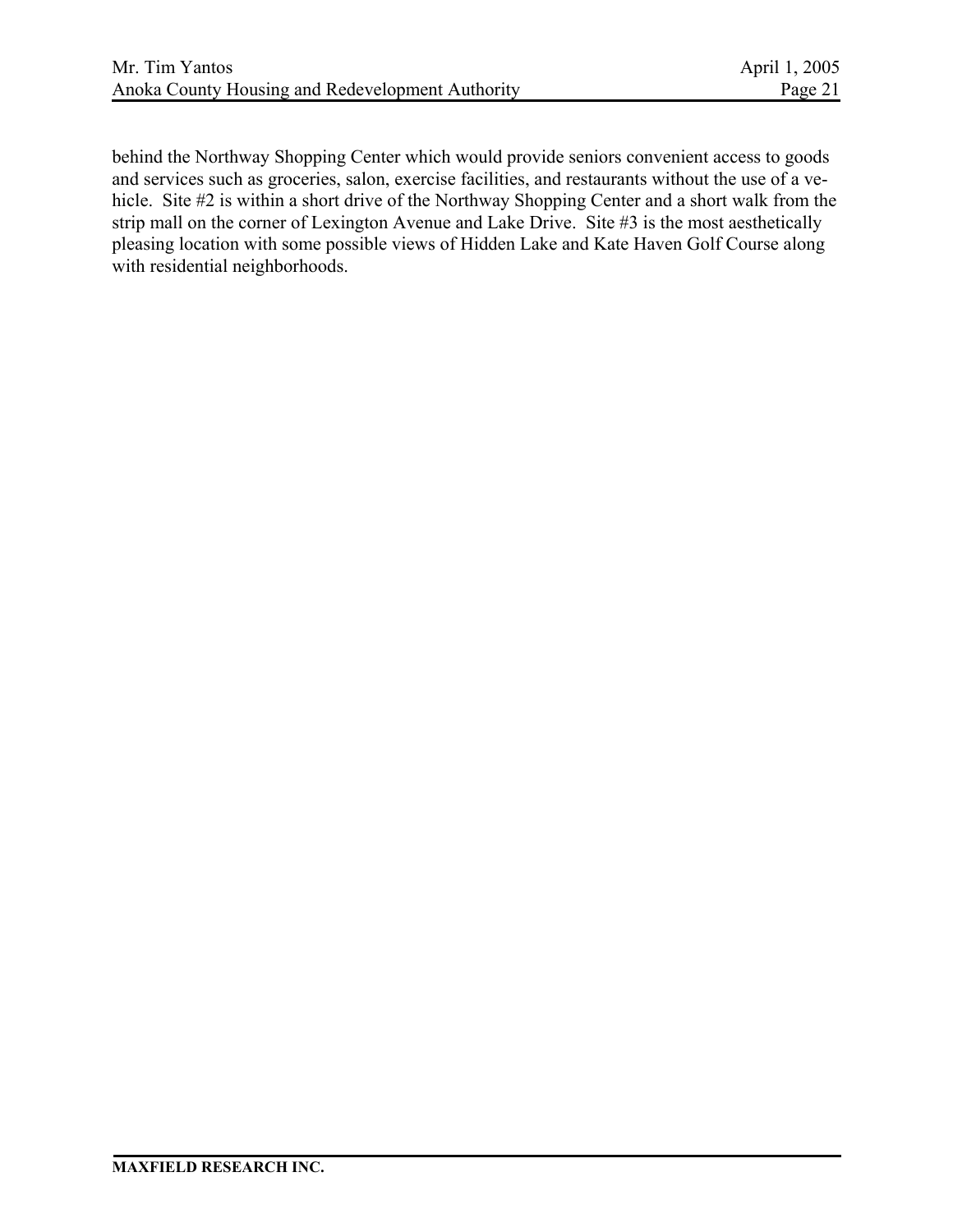behind the Northway Shopping Center which would provide seniors convenient access to goods and services such as groceries, salon, exercise facilities, and restaurants without the use of a vehicle. Site #2 is within a short drive of the Northway Shopping Center and a short walk from the strip mall on the corner of Lexington Avenue and Lake Drive. Site #3 is the most aesthetically pleasing location with some possible views of Hidden Lake and Kate Haven Golf Course along with residential neighborhoods.